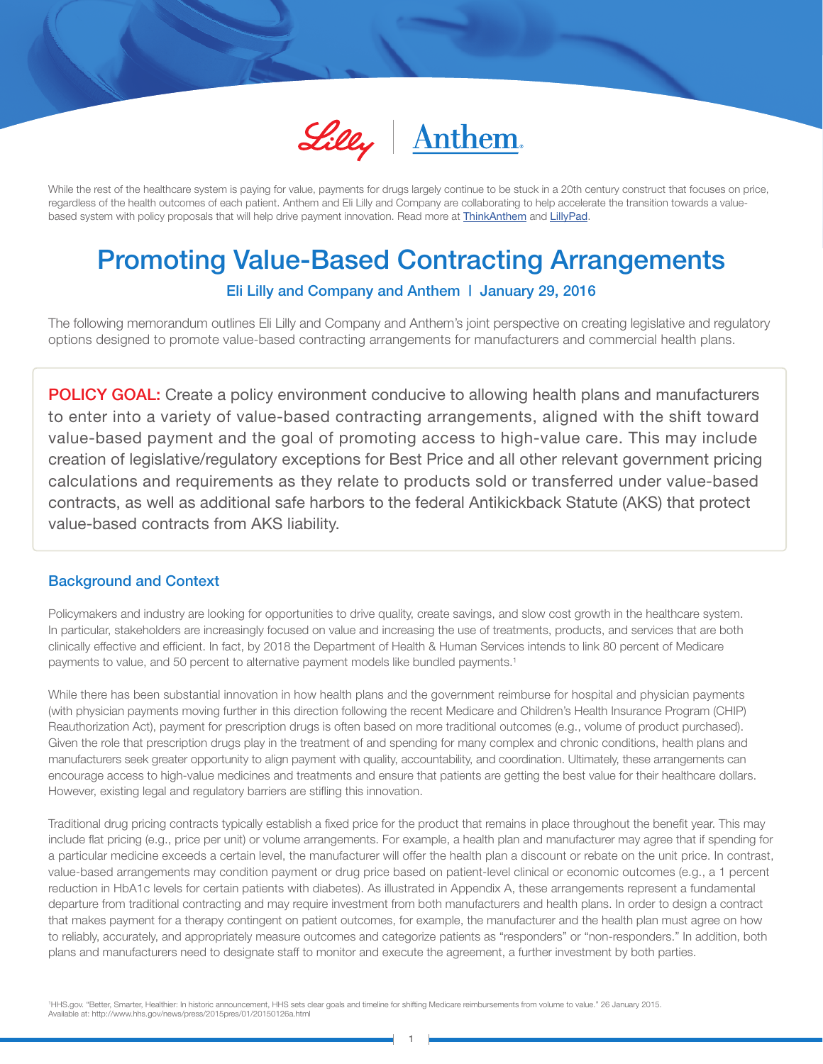Lilly | Anthem

While the rest of the healthcare system is paying for value, payments for drugs largely continue to be stuck in a 20th century construct that focuses on price, regardless of the health outcomes of each patient. Anthem and Eli Lilly and Company are collaborating to help accelerate the transition towards a value-based system with policy proposals that will help drive payment innovation. Read more at ThinkAnthem and LillyPad.

# Promoting Value-Based Contracting Arrangements

### Eli Lilly and Company and Anthem | January 29, 2016

The following memorandum outlines Eli Lilly and Company and Anthem's joint perspective on creating legislative and regulatory options designed to promote value-based contracting arrangements for manufacturers and commercial health plans.

**POLICY GOAL:** Create a policy environment conducive to allowing health plans and manufacturers to enter into a variety of value-based contracting arrangements, aligned with the shift toward value-based payment and the goal of promoting access to high-value care. This may include creation of legislative/regulatory exceptions for Best Price and all other relevant government pricing calculations and requirements as they relate to products sold or transferred under value-based contracts, as well as additional safe harbors to the federal Antikickback Statute (AKS) that protect value-based contracts from AKS liability.

## Background and Context

Policymakers and industry are looking for opportunities to drive quality, create savings, and slow cost growth in the healthcare system. In particular, stakeholders are increasingly focused on value and increasing the use of treatments, products, and services that are both clinically effective and efficient. In fact, by 2018 the Department of Health & Human Services intends to link 80 percent of Medicare payments to value, and 50 percent to alternative payment models like bundled payments.[1]

While there has been substantial innovation in how health plans and the government reimburse for hospital and physician payments (with physician payments moving further in this direction following the recent Medicare and Children's Health Insurance Program (CHIP) Reauthorization Act), payment for prescription drugs is often based on more traditional outcomes (e.g., volume of product purchased). Given the role that prescription drugs play in the treatment of and spending for many complex and chronic conditions, health plans and manufacturers seek greater opportunity to align payment with quality, accountability, and coordination. Ultimately, these arrangements can encourage access to high-value medicines and treatments and ensure that patients are getting the best value for their healthcare dollars. However, existing legal and regulatory barriers are stifling this innovation.

Traditional drug pricing contracts typically establish a fixed price for the product that remains in place throughout the benefit year. This may include flat pricing (e.g., price per unit) or volume arrangements. For example, a health plan and manufacturer may agree that if spending for a particular medicine exceeds a certain level, the manufacturer will offer the health plan a discount or rebate on the unit price. In contrast, value-based arrangements may condition payment or drug price based on patient-level clinical or economic outcomes (e.g., a 1 percent reduction in HbA1c levels for certain patients with diabetes). As illustrated in Appendix A, these arrangements represent a fundamental departure from traditional contracting and may require investment from both manufacturers and health plans. In order to design a contract that makes payment for a therapy contingent on patient outcomes, for example, the manufacturer and the health plan must agree on how to reliably, accurately, and appropriately measure outcomes and categorize patients as "responders" or "non-responders." In addition, both plans and manufacturers need to designate staff to monitor and execute the agreement, a further investment by both parties.

[1]HHS.gov. "Better, Smarter, Healthier: In historic announcement, HHS sets clear goals and timeline for shifting Medicare reimbursements from volume to value." 26 January 2015. Available at: http://www.hhs.gov/news/press/2015pres/01/20150126a.html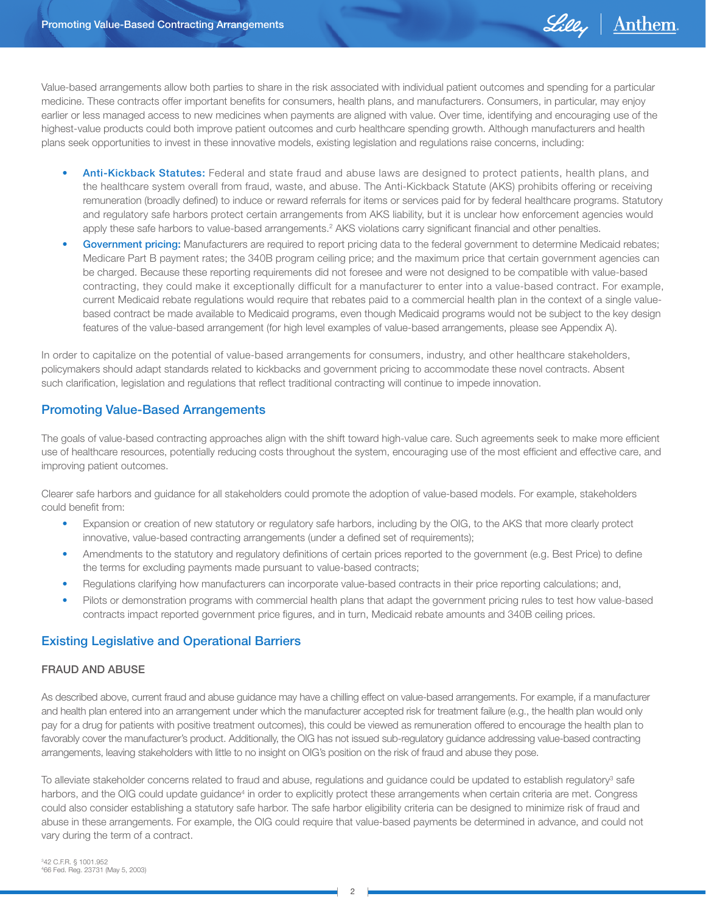Value-based arrangements allow both parties to share in the risk associated with individual patient outcomes and spending for a particular medicine. These contracts offer important benefits for consumers, health plans, and manufacturers. Consumers, in particular, may enjoy earlier or less managed access to new medicines when payments are aligned with value. Over time, identifying and encouraging use of the highest-value products could both improve patient outcomes and curb healthcare spending growth. Although manufacturers and health plans seek opportunities to invest in these innovative models, existing legislation and regulations raise concerns, including:

- **Anti-Kickback Statutes:** Federal and state fraud and abuse laws are designed to protect patients, health plans, and the healthcare system overall from fraud, waste, and abuse. The Anti-Kickback Statute (AKS) prohibits offering or receiving remuneration (broadly defined) to induce or reward referrals for items or services paid for by federal healthcare programs. Statutory and regulatory safe harbors protect certain arrangements from AKS liability, but it is unclear how enforcement agencies would apply these safe harbors to value-based arrangements.[2] AKS violations carry significant financial and other penalties.
- **Government pricing:** Manufacturers are required to report pricing data to the federal government to determine Medicaid rebates; Medicare Part B payment rates; the 340B program ceiling price; and the maximum price that certain government agencies can be charged. Because these reporting requirements did not foresee and were not designed to be compatible with value-based contracting, they could make it exceptionally difficult for a manufacturer to enter into a value-based contract. For example, current Medicaid rebate regulations would require that rebates paid to a commercial health plan in the context of a single value-based contract be made available to Medicaid programs, even though Medicaid programs would not be subject to the key design features of the value-based arrangement (for high level examples of value-based arrangements, please see Appendix A).

In order to capitalize on the potential of value-based arrangements for consumers, industry, and other healthcare stakeholders, policymakers should adapt standards related to kickbacks and government pricing to accommodate these novel contracts. Absent such clarification, legislation and regulations that reflect traditional contracting will continue to impede innovation.

## Promoting Value-Based Arrangements

The goals of value-based contracting approaches align with the shift toward high-value care. Such agreements seek to make more efficient use of healthcare resources, potentially reducing costs throughout the system, encouraging use of the most efficient and effective care, and improving patient outcomes.

Clearer safe harbors and guidance for all stakeholders could promote the adoption of value-based models. For example, stakeholders could benefit from:

- Expansion or creation of new statutory or regulatory safe harbors, including by the OIG, to the AKS that more clearly protect innovative, value-based contracting arrangements (under a defined set of requirements);
- Amendments to the statutory and regulatory definitions of certain prices reported to the government (e.g. Best Price) to define the terms for excluding payments made pursuant to value-based contracts;
- Regulations clarifying how manufacturers can incorporate value-based contracts in their price reporting calculations; and,
- Pilots or demonstration programs with commercial health plans that adapt the government pricing rules to test how value-based contracts impact reported government price figures, and in turn, Medicaid rebate amounts and 340B ceiling prices.

## Existing Legislative and Operational Barriers

### FRAUD AND ABUSE

As described above, current fraud and abuse guidance may have a chilling effect on value-based arrangements. For example, if a manufacturer and health plan entered into an arrangement under which the manufacturer accepted risk for treatment failure (e.g., the health plan would only pay for a drug for patients with positive treatment outcomes), this could be viewed as remuneration offered to encourage the health plan to favorably cover the manufacturer's product. Additionally, the OIG has not issued sub-regulatory guidance addressing value-based contracting arrangements, leaving stakeholders with little to no insight on OIG's position on the risk of fraud and abuse they pose.

To alleviate stakeholder concerns related to fraud and abuse, regulations and guidance could be updated to establish regulatory[3] safe harbors, and the OIG could update guidance[4] in order to explicitly protect these arrangements when certain criteria are met. Congress could also consider establishing a statutory safe harbor. The safe harbor eligibility criteria can be designed to minimize risk of fraud and abuse in these arrangements. For example, the OIG could require that value-based payments be determined in advance, and could not vary during the term of a contract.

[3] 42 C.F.R. § 1001.952
[4] 66 Fed. Reg. 23731 (May 5, 2003)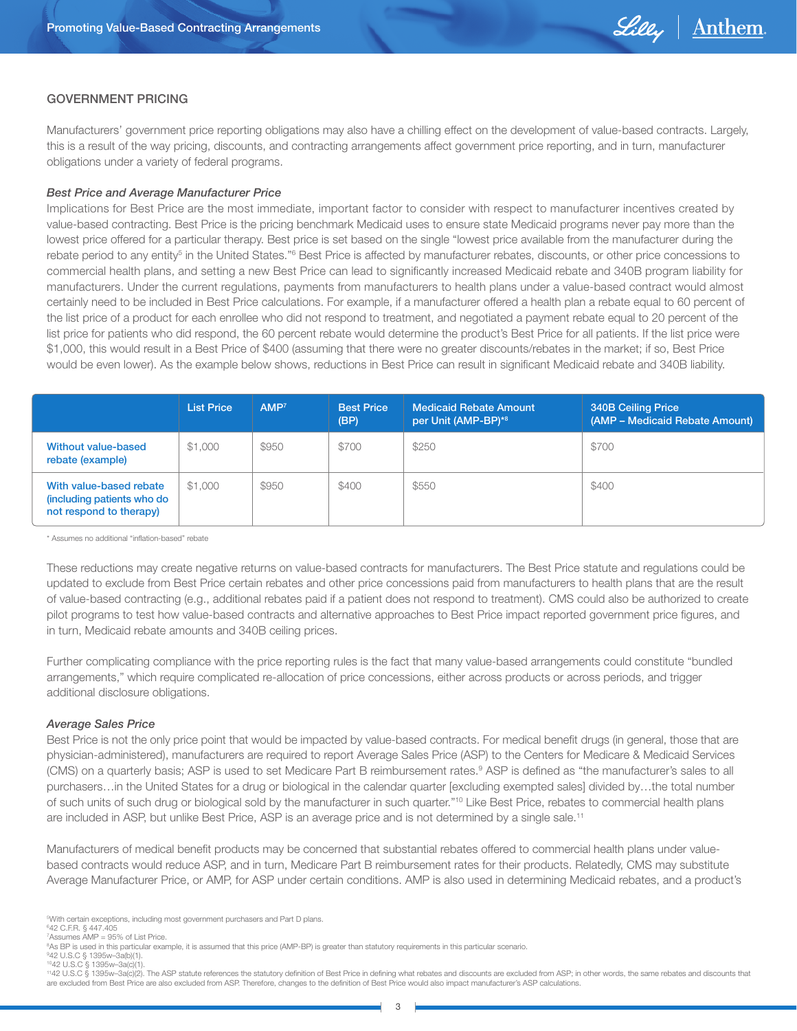## GOVERNMENT PRICING

Manufacturers' government price reporting obligations may also have a chilling effect on the development of value-based contracts. Largely, this is a result of the way pricing, discounts, and contracting arrangements affect government price reporting, and in turn, manufacturer obligations under a variety of federal programs.

### *Best Price and Average Manufacturer Price*

Implications for Best Price are the most immediate, important factor to consider with respect to manufacturer incentives created by value-based contracting. Best Price is the pricing benchmark Medicaid uses to ensure state Medicaid programs never pay more than the lowest price offered for a particular therapy. Best price is set based on the single "lowest price available from the manufacturer during the rebate period to any entity[5] in the United States."[6] Best Price is affected by manufacturer rebates, discounts, or other price concessions to commercial health plans, and setting a new Best Price can lead to significantly increased Medicaid rebate and 340B program liability for manufacturers. Under the current regulations, payments from manufacturers to health plans under a value-based contract would almost certainly need to be included in Best Price calculations. For example, if a manufacturer offered a health plan a rebate equal to 60 percent of the list price of a product for each enrollee who did not respond to treatment, and negotiated a payment rebate equal to 20 percent of the list price for patients who did respond, the 60 percent rebate would determine the product's Best Price for all patients. If the list price were $1,000, this would result in a Best Price of $400 (assuming that there were no greater discounts/rebates in the market; if so, Best Price would be even lower). As the example below shows, reductions in Best Price can result in significant Medicaid rebate and 340B liability.

| | List Price | AMP[7] | Best Price (BP) | Medicaid Rebate Amount per Unit (AMP-BP)*[8] | 340B Ceiling Price (AMP – Medicaid Rebate Amount) |
|---|---|---|---|---|---|
| Without value-based rebate (example) | $1,000 | $950 | $700 | $250 | $700 |
| With value-based rebate (including patients who do not respond to therapy) | $1,000 | $950 | $400 | $550 | $400 |

\* Assumes no additional "inflation-based" rebate

These reductions may create negative returns on value-based contracts for manufacturers. The Best Price statute and regulations could be updated to exclude from Best Price certain rebates and other price concessions paid from manufacturers to health plans that are the result of value-based contracting (e.g., additional rebates paid if a patient does not respond to treatment). CMS could also be authorized to create pilot programs to test how value-based contracts and alternative approaches to Best Price impact reported government price figures, and in turn, Medicaid rebate amounts and 340B ceiling prices.

Further complicating compliance with the price reporting rules is the fact that many value-based arrangements could constitute "bundled arrangements," which require complicated re-allocation of price concessions, either across products or across periods, and trigger additional disclosure obligations.

### *Average Sales Price*

Best Price is not the only price point that would be impacted by value-based contracts. For medical benefit drugs (in general, those that are physician-administered), manufacturers are required to report Average Sales Price (ASP) to the Centers for Medicare & Medicaid Services (CMS) on a quarterly basis; ASP is used to set Medicare Part B reimbursement rates.[9] ASP is defined as "the manufacturer's sales to all purchasers…in the United States for a drug or biological in the calendar quarter [excluding exempted sales] divided by…the total number of such units of such drug or biological sold by the manufacturer in such quarter."[10] Like Best Price, rebates to commercial health plans are included in ASP, but unlike Best Price, ASP is an average price and is not determined by a single sale.[11]

Manufacturers of medical benefit products may be concerned that substantial rebates offered to commercial health plans under value-based contracts would reduce ASP, and in turn, Medicare Part B reimbursement rates for their products. Relatedly, CMS may substitute Average Manufacturer Price, or AMP, for ASP under certain conditions. AMP is also used in determining Medicaid rebates, and a product's

[5] With certain exceptions, including most government purchasers and Part D plans.
[6] 42 C.F.R. § 447.405
[7] Assumes AMP = 95% of List Price.
[8] As BP is used in this particular example, it is assumed that this price (AMP-BP) is greater than statutory requirements in this particular scenario.
[9] 42 U.S.C § 1395w–3a(b)(1).
[10] 42 U.S.C § 1395w–3a(c)(1).
[11] 42 U.S.C § 1395w–3a(c)(2). The ASP statute references the statutory definition of Best Price in defining what rebates and discounts are excluded from ASP; in other words, the same rebates and discounts that are excluded from Best Price are also excluded from ASP. Therefore, changes to the definition of Best Price would also impact manufacturer's ASP calculations.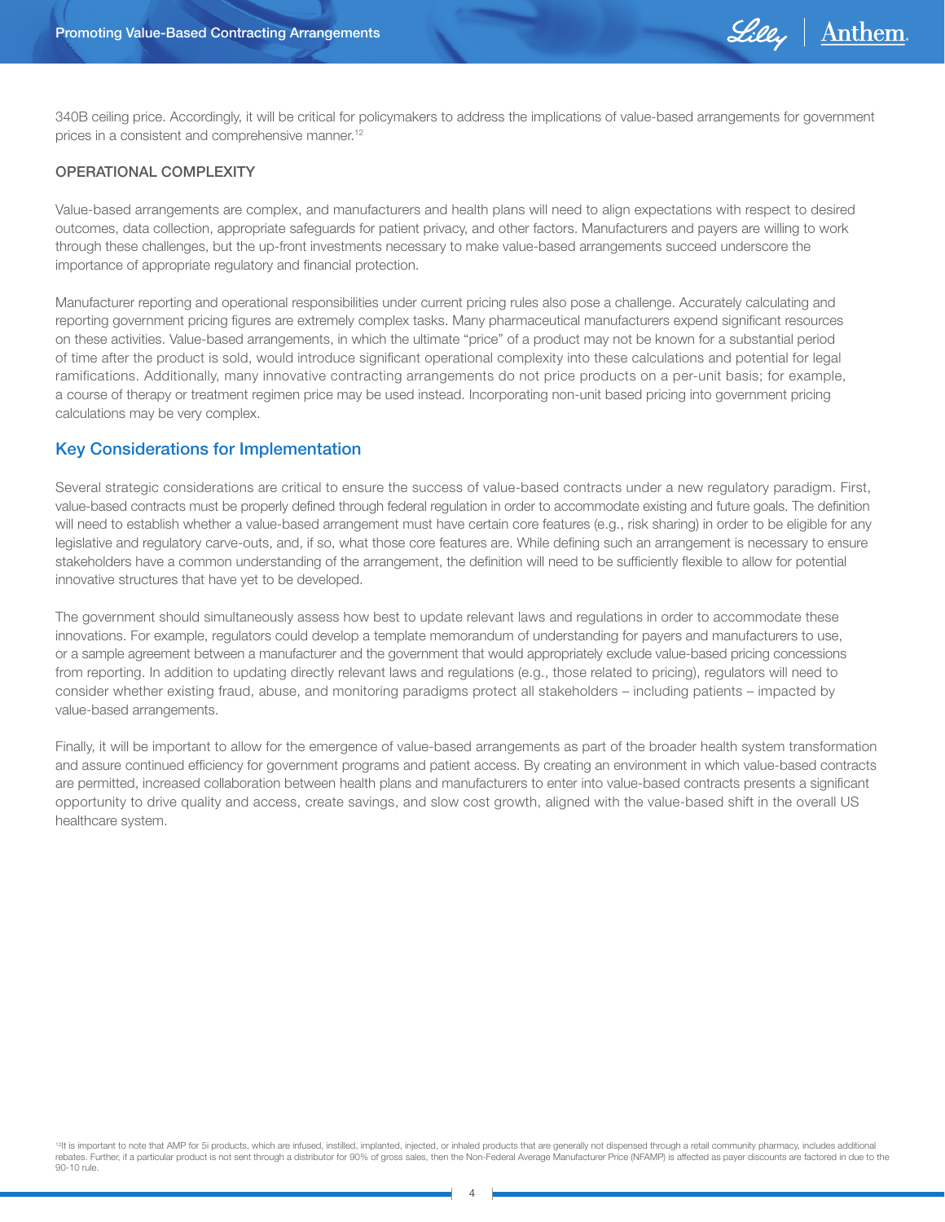340B ceiling price. Accordingly, it will be critical for policymakers to address the implications of value-based arrangements for government prices in a consistent and comprehensive manner.[12]

### OPERATIONAL COMPLEXITY

Value-based arrangements are complex, and manufacturers and health plans will need to align expectations with respect to desired outcomes, data collection, appropriate safeguards for patient privacy, and other factors. Manufacturers and payers are willing to work through these challenges, but the up-front investments necessary to make value-based arrangements succeed underscore the importance of appropriate regulatory and financial protection.

Manufacturer reporting and operational responsibilities under current pricing rules also pose a challenge. Accurately calculating and reporting government pricing figures are extremely complex tasks. Many pharmaceutical manufacturers expend significant resources on these activities. Value-based arrangements, in which the ultimate "price" of a product may not be known for a substantial period of time after the product is sold, would introduce significant operational complexity into these calculations and potential for legal ramifications. Additionally, many innovative contracting arrangements do not price products on a per-unit basis; for example, a course of therapy or treatment regimen price may be used instead. Incorporating non-unit based pricing into government pricing calculations may be very complex.

## Key Considerations for Implementation

Several strategic considerations are critical to ensure the success of value-based contracts under a new regulatory paradigm. First, value-based contracts must be properly defined through federal regulation in order to accommodate existing and future goals. The definition will need to establish whether a value-based arrangement must have certain core features (e.g., risk sharing) in order to be eligible for any legislative and regulatory carve-outs, and, if so, what those core features are. While defining such an arrangement is necessary to ensure stakeholders have a common understanding of the arrangement, the definition will need to be sufficiently flexible to allow for potential innovative structures that have yet to be developed.

The government should simultaneously assess how best to update relevant laws and regulations in order to accommodate these innovations. For example, regulators could develop a template memorandum of understanding for payers and manufacturers to use, or a sample agreement between a manufacturer and the government that would appropriately exclude value-based pricing concessions from reporting. In addition to updating directly relevant laws and regulations (e.g., those related to pricing), regulators will need to consider whether existing fraud, abuse, and monitoring paradigms protect all stakeholders – including patients – impacted by value-based arrangements.

Finally, it will be important to allow for the emergence of value-based arrangements as part of the broader health system transformation and assure continued efficiency for government programs and patient access. By creating an environment in which value-based contracts are permitted, increased collaboration between health plans and manufacturers to enter into value-based contracts presents a significant opportunity to drive quality and access, create savings, and slow cost growth, aligned with the value-based shift in the overall US healthcare system.

[12] It is important to note that AMP for 5i products, which are infused, instilled, implanted, injected, or inhaled products that are generally not dispensed through a retail community pharmacy, includes additional rebates. Further, if a particular product is not sent through a distributor for 90% of gross sales, then the Non-Federal Average Manufacturer Price (NFAMP) is affected as payer discounts are factored in due to the 90-10 rule.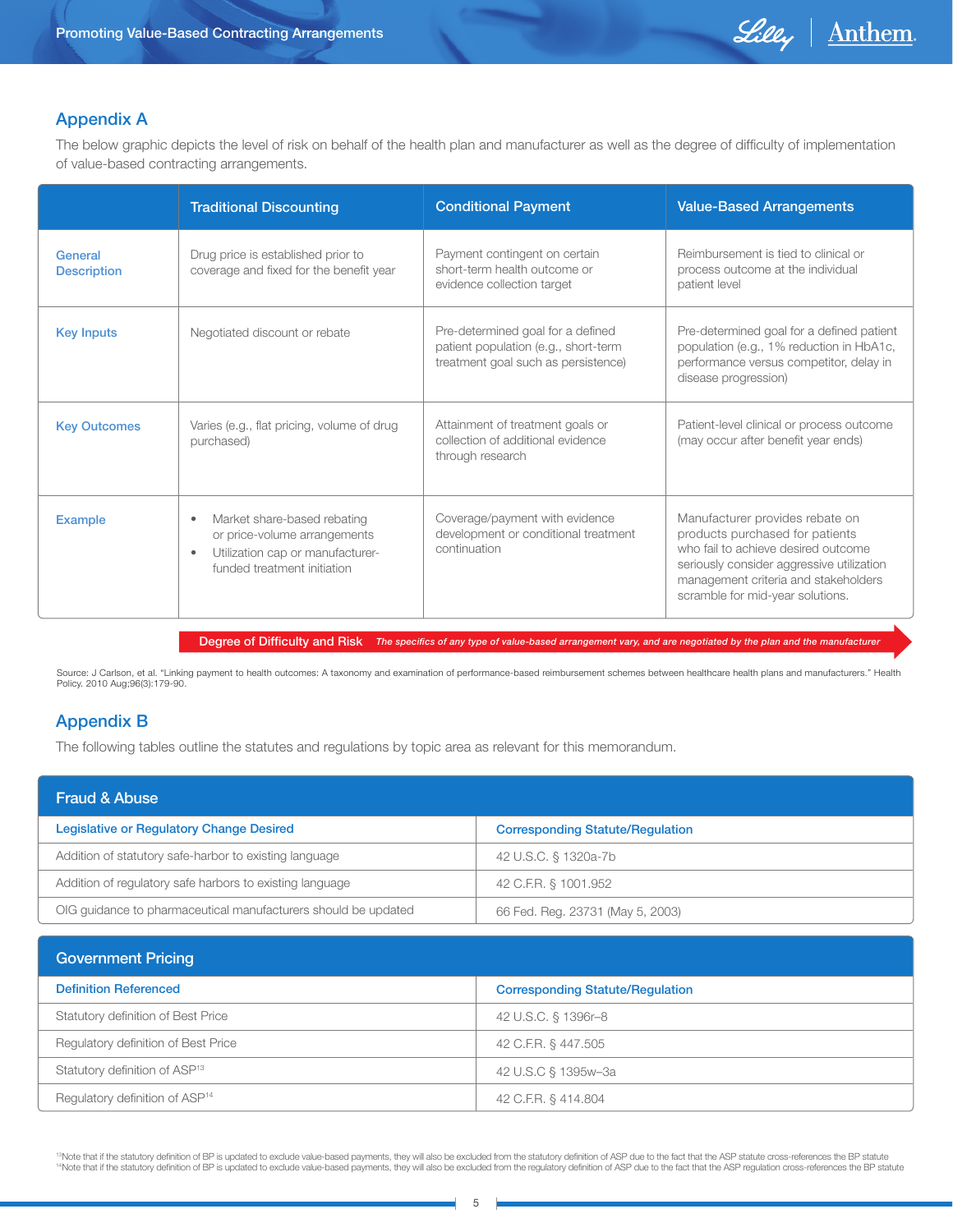## Appendix A

The below graphic depicts the level of risk on behalf of the health plan and manufacturer as well as the degree of difficulty of implementation of value-based contracting arrangements.

| | Traditional Discounting | Conditional Payment | Value-Based Arrangements |
|---|---|---|---|
| General Description | Drug price is established prior to coverage and fixed for the benefit year | Payment contingent on certain short-term health outcome or evidence collection target | Reimbursement is tied to clinical or process outcome at the individual patient level |
| Key Inputs | Negotiated discount or rebate | Pre-determined goal for a defined patient population (e.g., short-term treatment goal such as persistence) | Pre-determined goal for a defined patient population (e.g., 1% reduction in HbA1c, performance versus competitor, delay in disease progression) |
| Key Outcomes | Varies (e.g., flat pricing, volume of drug purchased) | Attainment of treatment goals or collection of additional evidence through research | Patient-level clinical or process outcome (may occur after benefit year ends) |
| Example | • Market share-based rebating or price-volume arrangements<br>• Utilization cap or manufacturer-funded treatment initiation | Coverage/payment with evidence development or conditional treatment continuation | Manufacturer provides rebate on products purchased for patients who fail to achieve desired outcome seriously consider aggressive utilization management criteria and stakeholders scramble for mid-year solutions. |

**Degree of Difficulty and Risk** *The specifics of any type of value-based arrangement vary, and are negotiated by the plan and the manufacturer*

Source: J Carlson, et al. "Linking payment to health outcomes: A taxonomy and examination of performance-based reimbursement schemes between healthcare health plans and manufacturers." Health Policy. 2010 Aug;96(3):179-90.

## Appendix B

The following tables outline the statutes and regulations by topic area as relevant for this memorandum.

**Fraud & Abuse**

| Legislative or Regulatory Change Desired | Corresponding Statute/Regulation |
|---|---|
| Addition of statutory safe-harbor to existing language | 42 U.S.C. § 1320a-7b |
| Addition of regulatory safe harbors to existing language | 42 C.F.R. § 1001.952 |
| OIG guidance to pharmaceutical manufacturers should be updated | 66 Fed. Reg. 23731 (May 5, 2003) |

**Government Pricing**

| Definition Referenced | Corresponding Statute/Regulation |
|---|---|
| Statutory definition of Best Price | 42 U.S.C. § 1396r–8 |
| Regulatory definition of Best Price | 42 C.F.R. § 447.505 |
| Statutory definition of ASP[13] | 42 U.S.C § 1395w–3a |
| Regulatory definition of ASP[14] | 42 C.F.R. § 414.804 |

[13]Note that if the statutory definition of BP is updated to exclude value-based payments, they will also be excluded from the statutory definition of ASP due to the fact that the ASP statute cross-references the BP statute
[14]Note that if the statutory definition of BP is updated to exclude value-based payments, they will also be excluded from the regulatory definition of ASP due to the fact that the ASP regulation cross-references the BP statute